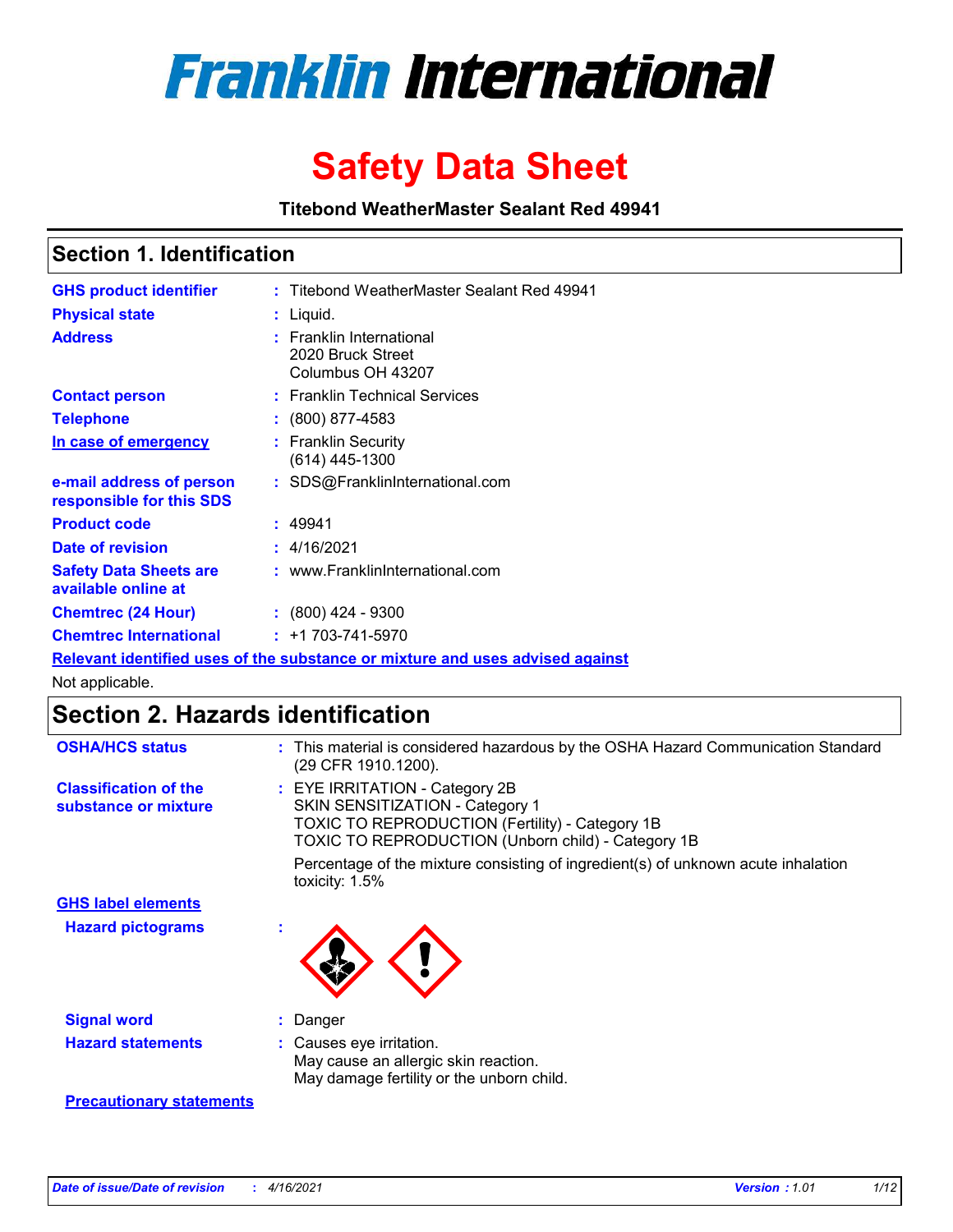# Franklin International

# Safety Data Sheet

**Titebond WeatherMaster Sealant Red 49941**

## Section 1. Identification

| | |
|---|---|
| **GHS product identifier** | : Titebond WeatherMaster Sealant Red 49941 |
| **Physical state** | : Liquid. |
| **Address** | : Franklin International<br>2020 Bruck Street<br>Columbus OH 43207 |
| **Contact person** | : Franklin Technical Services |
| **Telephone** | : (800) 877-4583 |
| **In case of emergency** | : Franklin Security<br>(614) 445-1300 |
| **e-mail address of person responsible for this SDS** | : SDS@FranklinInternational.com |
| **Product code** | : 49941 |
| **Date of revision** | : 4/16/2021 |
| **Safety Data Sheets are available online at** | : www.FranklinInternational.com |
| **Chemtrec (24 Hour)** | : (800) 424 - 9300 |
| **Chemtrec International** | : +1 703-741-5970 |

**Relevant identified uses of the substance or mixture and uses advised against**

Not applicable.

## Section 2. Hazards identification

**OSHA/HCS status** : This material is considered hazardous by the OSHA Hazard Communication Standard (29 CFR 1910.1200).

**Classification of the substance or mixture** : EYE IRRITATION - Category 2B
SKIN SENSITIZATION - Category 1
TOXIC TO REPRODUCTION (Fertility) - Category 1B
TOXIC TO REPRODUCTION (Unborn child) - Category 1B

Percentage of the mixture consisting of ingredient(s) of unknown acute inhalation toxicity: 1.5%

**GHS label elements**

**Hazard pictograms** :

**Signal word** : Danger

**Hazard statements** : Causes eye irritation.
May cause an allergic skin reaction.
May damage fertility or the unborn child.

**Precautionary statements**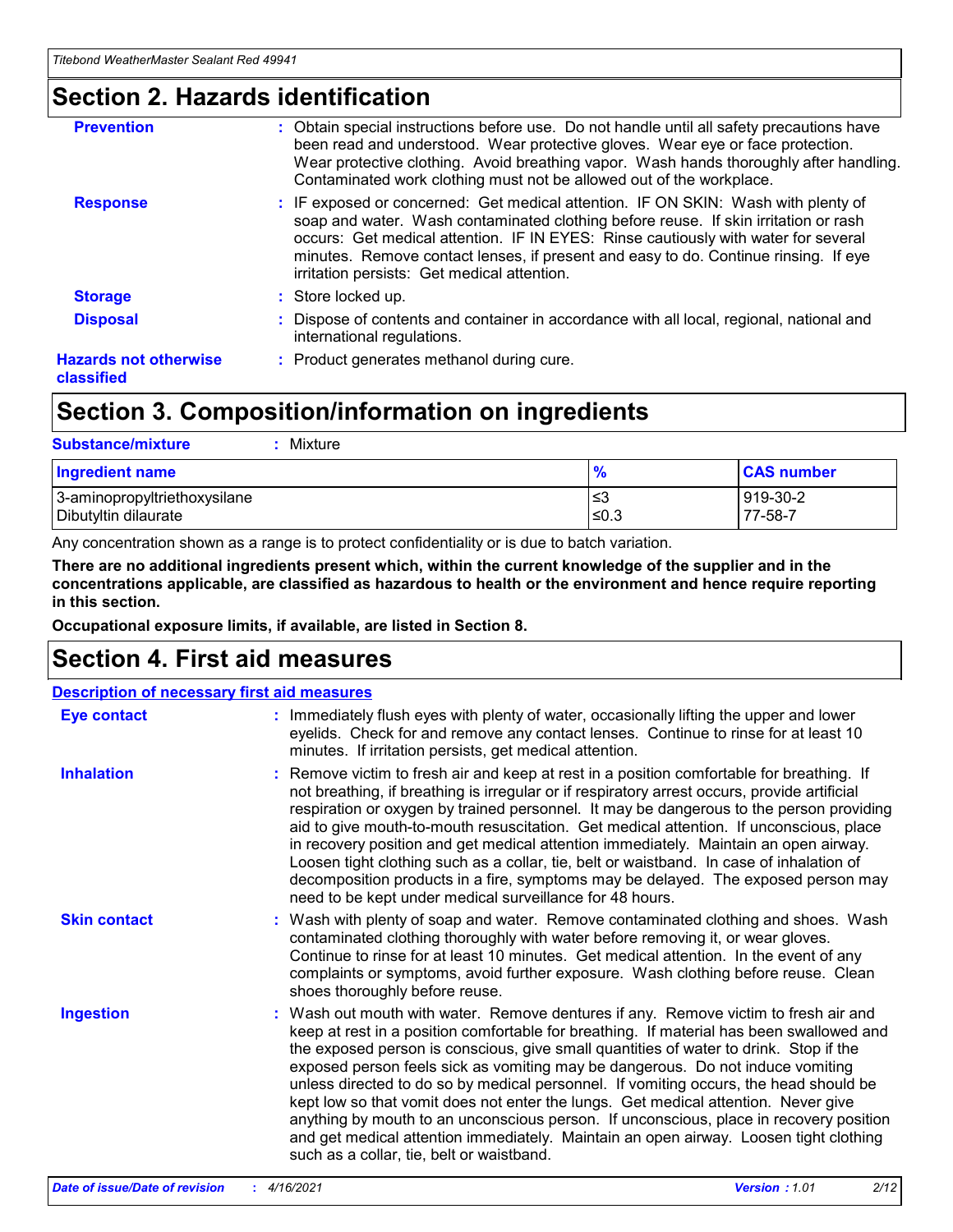## Section 2. Hazards identification

**Prevention** : Obtain special instructions before use. Do not handle until all safety precautions have been read and understood. Wear protective gloves. Wear eye or face protection. Wear protective clothing. Avoid breathing vapor. Wash hands thoroughly after handling. Contaminated work clothing must not be allowed out of the workplace.

**Response** : IF exposed or concerned: Get medical attention. IF ON SKIN: Wash with plenty of soap and water. Wash contaminated clothing before reuse. If skin irritation or rash occurs: Get medical attention. IF IN EYES: Rinse cautiously with water for several minutes. Remove contact lenses, if present and easy to do. Continue rinsing. If eye irritation persists: Get medical attention.

**Storage** : Store locked up.

**Disposal** : Dispose of contents and container in accordance with all local, regional, national and international regulations.

**Hazards not otherwise classified** : Product generates methanol during cure.

## Section 3. Composition/information on ingredients

**Substance/mixture** : Mixture

| Ingredient name | % | CAS number |
| --- | --- | --- |
| 3-aminopropyltriethoxysilane | ≤3 | 919-30-2 |
| Dibutyltin dilaurate | ≤0.3 | 77-58-7 |

Any concentration shown as a range is to protect confidentiality or is due to batch variation.

**There are no additional ingredients present which, within the current knowledge of the supplier and in the concentrations applicable, are classified as hazardous to health or the environment and hence require reporting in this section.**

**Occupational exposure limits, if available, are listed in Section 8.**

## Section 4. First aid measures

### Description of necessary first aid measures

**Eye contact** : Immediately flush eyes with plenty of water, occasionally lifting the upper and lower eyelids. Check for and remove any contact lenses. Continue to rinse for at least 10 minutes. If irritation persists, get medical attention.

**Inhalation** : Remove victim to fresh air and keep at rest in a position comfortable for breathing. If not breathing, if breathing is irregular or if respiratory arrest occurs, provide artificial respiration or oxygen by trained personnel. It may be dangerous to the person providing aid to give mouth-to-mouth resuscitation. Get medical attention. If unconscious, place in recovery position and get medical attention immediately. Maintain an open airway. Loosen tight clothing such as a collar, tie, belt or waistband. In case of inhalation of decomposition products in a fire, symptoms may be delayed. The exposed person may need to be kept under medical surveillance for 48 hours.

**Skin contact** : Wash with plenty of soap and water. Remove contaminated clothing and shoes. Wash contaminated clothing thoroughly with water before removing it, or wear gloves. Continue to rinse for at least 10 minutes. Get medical attention. In the event of any complaints or symptoms, avoid further exposure. Wash clothing before reuse. Clean shoes thoroughly before reuse.

**Ingestion** : Wash out mouth with water. Remove dentures if any. Remove victim to fresh air and keep at rest in a position comfortable for breathing. If material has been swallowed and the exposed person is conscious, give small quantities of water to drink. Stop if the exposed person feels sick as vomiting may be dangerous. Do not induce vomiting unless directed to do so by medical personnel. If vomiting occurs, the head should be kept low so that vomit does not enter the lungs. Get medical attention. Never give anything by mouth to an unconscious person. If unconscious, place in recovery position and get medical attention immediately. Maintain an open airway. Loosen tight clothing such as a collar, tie, belt or waistband.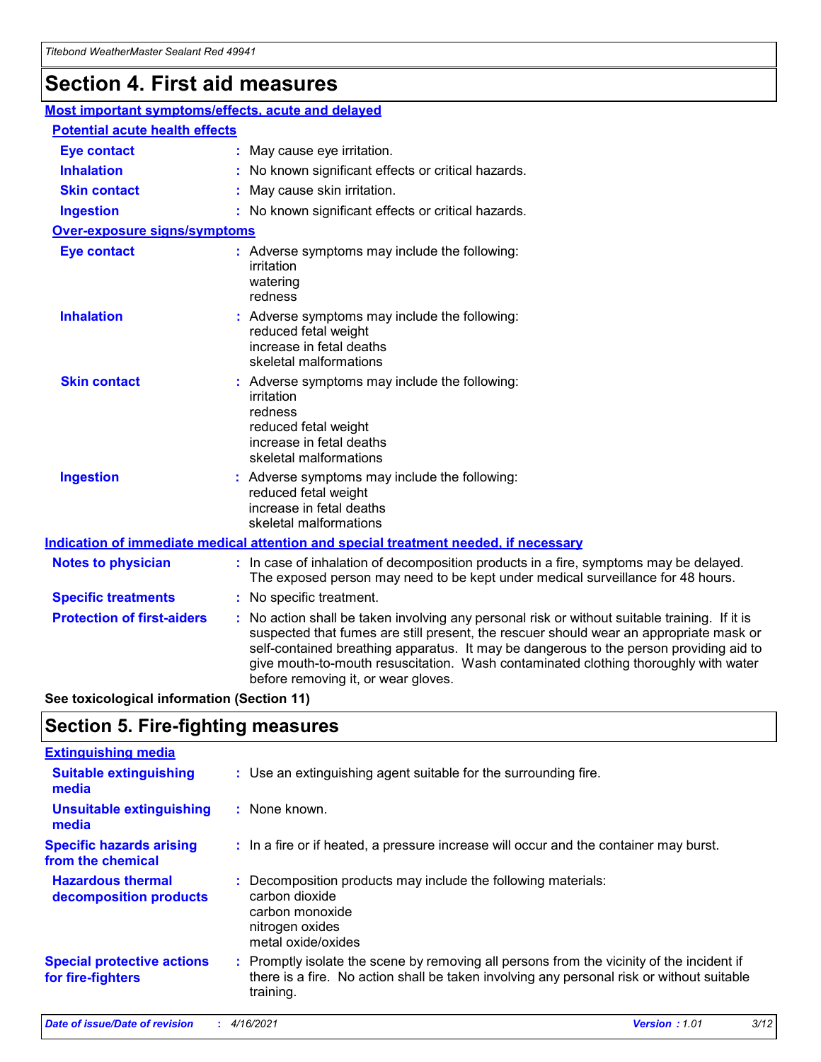# Section 4. First aid measures

## Most important symptoms/effects, acute and delayed

### Potential acute health effects

**Eye contact** : May cause eye irritation.

**Inhalation** : No known significant effects or critical hazards.

**Skin contact** : May cause skin irritation.

**Ingestion** : No known significant effects or critical hazards.

### Over-exposure signs/symptoms

**Eye contact** : Adverse symptoms may include the following:
irritation
watering
redness

**Inhalation** : Adverse symptoms may include the following:
reduced fetal weight
increase in fetal deaths
skeletal malformations

**Skin contact** : Adverse symptoms may include the following:
irritation
redness
reduced fetal weight
increase in fetal deaths
skeletal malformations

**Ingestion** : Adverse symptoms may include the following:
reduced fetal weight
increase in fetal deaths
skeletal malformations

## Indication of immediate medical attention and special treatment needed, if necessary

**Notes to physician** : In case of inhalation of decomposition products in a fire, symptoms may be delayed. The exposed person may need to be kept under medical surveillance for 48 hours.

**Specific treatments** : No specific treatment.

**Protection of first-aiders** : No action shall be taken involving any personal risk or without suitable training. If it is suspected that fumes are still present, the rescuer should wear an appropriate mask or self-contained breathing apparatus. It may be dangerous to the person providing aid to give mouth-to-mouth resuscitation. Wash contaminated clothing thoroughly with water before removing it, or wear gloves.

**See toxicological information (Section 11)**

# Section 5. Fire-fighting measures

## Extinguishing media

**Suitable extinguishing media** : Use an extinguishing agent suitable for the surrounding fire.

**Unsuitable extinguishing media** : None known.

**Specific hazards arising from the chemical** : In a fire or if heated, a pressure increase will occur and the container may burst.

**Hazardous thermal decomposition products** : Decomposition products may include the following materials:
carbon dioxide
carbon monoxide
nitrogen oxides
metal oxide/oxides

**Special protective actions for fire-fighters** : Promptly isolate the scene by removing all persons from the vicinity of the incident if there is a fire. No action shall be taken involving any personal risk or without suitable training.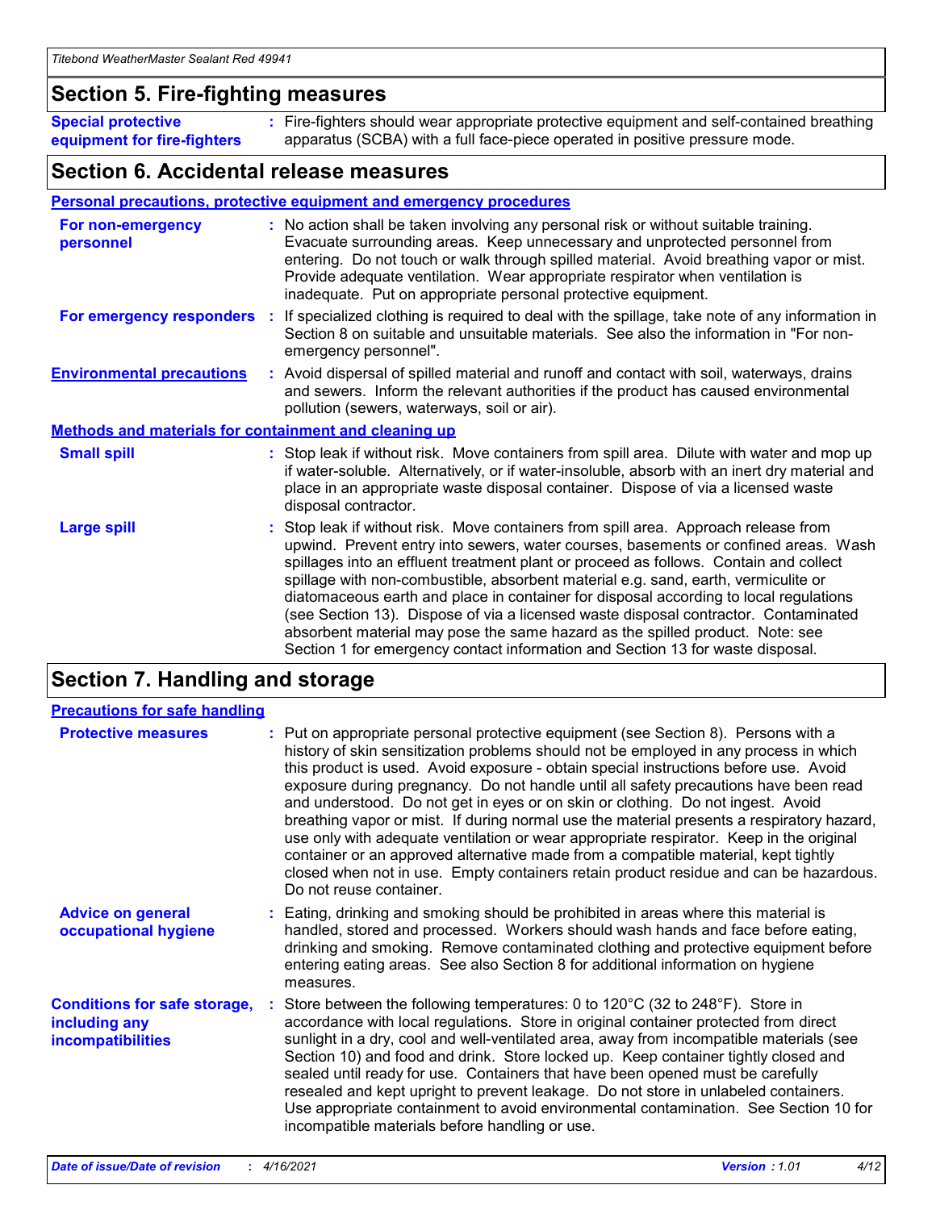## Section 5. Fire-fighting measures

**Special protective equipment for fire-fighters** : Fire-fighters should wear appropriate protective equipment and self-contained breathing apparatus (SCBA) with a full face-piece operated in positive pressure mode.

## Section 6. Accidental release measures

### Personal precautions, protective equipment and emergency procedures

**For non-emergency personnel** : No action shall be taken involving any personal risk or without suitable training. Evacuate surrounding areas. Keep unnecessary and unprotected personnel from entering. Do not touch or walk through spilled material. Avoid breathing vapor or mist. Provide adequate ventilation. Wear appropriate respirator when ventilation is inadequate. Put on appropriate personal protective equipment.

**For emergency responders** : If specialized clothing is required to deal with the spillage, take note of any information in Section 8 on suitable and unsuitable materials. See also the information in "For non-emergency personnel".

**Environmental precautions** : Avoid dispersal of spilled material and runoff and contact with soil, waterways, drains and sewers. Inform the relevant authorities if the product has caused environmental pollution (sewers, waterways, soil or air).

### Methods and materials for containment and cleaning up

**Small spill** : Stop leak if without risk. Move containers from spill area. Dilute with water and mop up if water-soluble. Alternatively, or if water-insoluble, absorb with an inert dry material and place in an appropriate waste disposal container. Dispose of via a licensed waste disposal contractor.

**Large spill** : Stop leak if without risk. Move containers from spill area. Approach release from upwind. Prevent entry into sewers, water courses, basements or confined areas. Wash spillages into an effluent treatment plant or proceed as follows. Contain and collect spillage with non-combustible, absorbent material e.g. sand, earth, vermiculite or diatomaceous earth and place in container for disposal according to local regulations (see Section 13). Dispose of via a licensed waste disposal contractor. Contaminated absorbent material may pose the same hazard as the spilled product. Note: see Section 1 for emergency contact information and Section 13 for waste disposal.

## Section 7. Handling and storage

### Precautions for safe handling

**Protective measures** : Put on appropriate personal protective equipment (see Section 8). Persons with a history of skin sensitization problems should not be employed in any process in which this product is used. Avoid exposure - obtain special instructions before use. Avoid exposure during pregnancy. Do not handle until all safety precautions have been read and understood. Do not get in eyes or on skin or clothing. Do not ingest. Avoid breathing vapor or mist. If during normal use the material presents a respiratory hazard, use only with adequate ventilation or wear appropriate respirator. Keep in the original container or an approved alternative made from a compatible material, kept tightly closed when not in use. Empty containers retain product residue and can be hazardous. Do not reuse container.

**Advice on general occupational hygiene** : Eating, drinking and smoking should be prohibited in areas where this material is handled, stored and processed. Workers should wash hands and face before eating, drinking and smoking. Remove contaminated clothing and protective equipment before entering eating areas. See also Section 8 for additional information on hygiene measures.

**Conditions for safe storage, including any incompatibilities** : Store between the following temperatures: 0 to 120°C (32 to 248°F). Store in accordance with local regulations. Store in original container protected from direct sunlight in a dry, cool and well-ventilated area, away from incompatible materials (see Section 10) and food and drink. Store locked up. Keep container tightly closed and sealed until ready for use. Containers that have been opened must be carefully resealed and kept upright to prevent leakage. Do not store in unlabeled containers. Use appropriate containment to avoid environmental contamination. See Section 10 for incompatible materials before handling or use.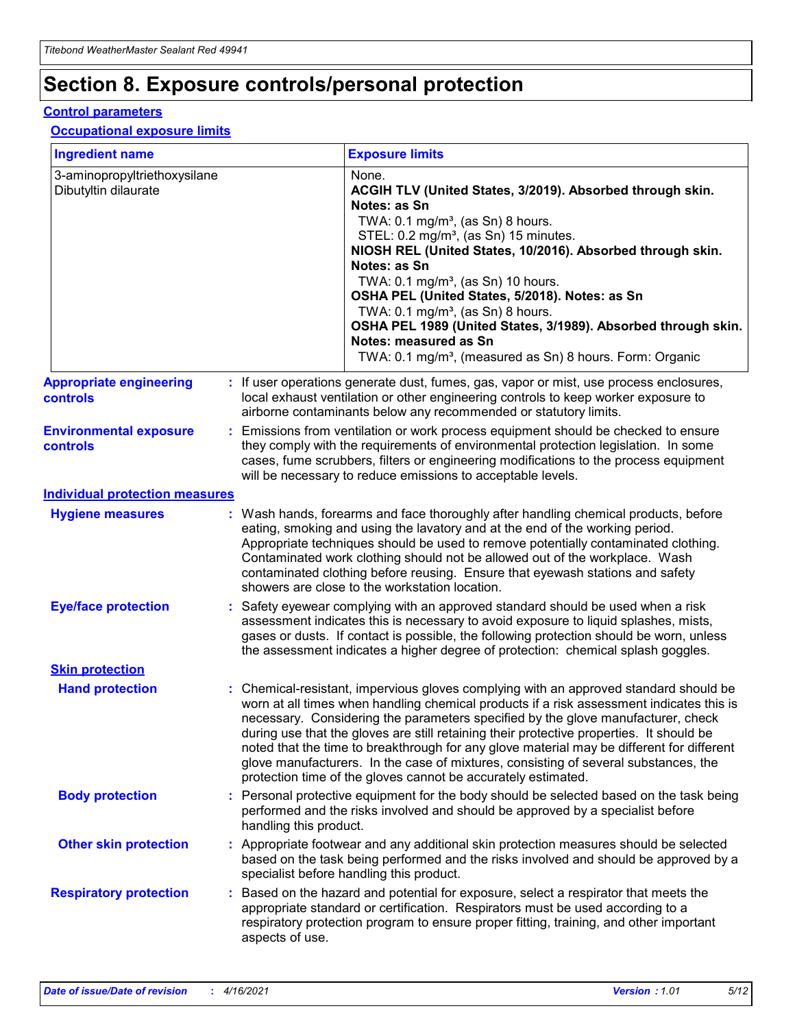# Section 8. Exposure controls/personal protection

## Control parameters

### Occupational exposure limits

| Ingredient name | Exposure limits |
| --- | --- |
| 3-aminopropyltriethoxysilane<br>Dibutyltin dilaurate | None.<br>**ACGIH TLV (United States, 3/2019). Absorbed through skin. Notes: as Sn**<br>TWA: 0.1 mg/m³, (as Sn) 8 hours.<br>STEL: 0.2 mg/m³, (as Sn) 15 minutes.<br>**NIOSH REL (United States, 10/2016). Absorbed through skin. Notes: as Sn**<br>TWA: 0.1 mg/m³, (as Sn) 10 hours.<br>**OSHA PEL (United States, 5/2018). Notes: as Sn**<br>TWA: 0.1 mg/m³, (as Sn) 8 hours.<br>**OSHA PEL 1989 (United States, 3/1989). Absorbed through skin. Notes: measured as Sn**<br>TWA: 0.1 mg/m³, (measured as Sn) 8 hours. Form: Organic |

**Appropriate engineering controls** : If user operations generate dust, fumes, gas, vapor or mist, use process enclosures, local exhaust ventilation or other engineering controls to keep worker exposure to airborne contaminants below any recommended or statutory limits.

**Environmental exposure controls** : Emissions from ventilation or work process equipment should be checked to ensure they comply with the requirements of environmental protection legislation. In some cases, fume scrubbers, filters or engineering modifications to the process equipment will be necessary to reduce emissions to acceptable levels.

## Individual protection measures

**Hygiene measures** : Wash hands, forearms and face thoroughly after handling chemical products, before eating, smoking and using the lavatory and at the end of the working period. Appropriate techniques should be used to remove potentially contaminated clothing. Contaminated work clothing should not be allowed out of the workplace. Wash contaminated clothing before reusing. Ensure that eyewash stations and safety showers are close to the workstation location.

**Eye/face protection** : Safety eyewear complying with an approved standard should be used when a risk assessment indicates this is necessary to avoid exposure to liquid splashes, mists, gases or dusts. If contact is possible, the following protection should be worn, unless the assessment indicates a higher degree of protection: chemical splash goggles.

### Skin protection

**Hand protection** : Chemical-resistant, impervious gloves complying with an approved standard should be worn at all times when handling chemical products if a risk assessment indicates this is necessary. Considering the parameters specified by the glove manufacturer, check during use that the gloves are still retaining their protective properties. It should be noted that the time to breakthrough for any glove material may be different for different glove manufacturers. In the case of mixtures, consisting of several substances, the protection time of the gloves cannot be accurately estimated.

**Body protection** : Personal protective equipment for the body should be selected based on the task being performed and the risks involved and should be approved by a specialist before handling this product.

**Other skin protection** : Appropriate footwear and any additional skin protection measures should be selected based on the task being performed and the risks involved and should be approved by a specialist before handling this product.

**Respiratory protection** : Based on the hazard and potential for exposure, select a respirator that meets the appropriate standard or certification. Respirators must be used according to a respiratory protection program to ensure proper fitting, training, and other important aspects of use.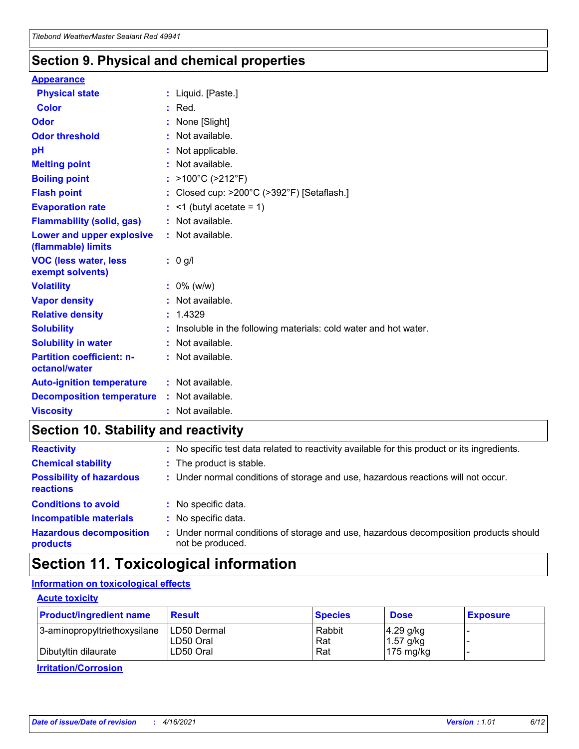## Section 9. Physical and chemical properties

### Appearance

| | |
|---|---|
| **Physical state** | : Liquid. [Paste.] |
| **Color** | : Red. |
| **Odor** | : None [Slight] |
| **Odor threshold** | : Not available. |
| **pH** | : Not applicable. |
| **Melting point** | : Not available. |
| **Boiling point** | : >100°C (>212°F) |
| **Flash point** | : Closed cup: >200°C (>392°F) [Setaflash.] |
| **Evaporation rate** | : <1 (butyl acetate = 1) |
| **Flammability (solid, gas)** | : Not available. |
| **Lower and upper explosive (flammable) limits** | : Not available. |
| **VOC (less water, less exempt solvents)** | : 0 g/l |
| **Volatility** | : 0% (w/w) |
| **Vapor density** | : Not available. |
| **Relative density** | : 1.4329 |
| **Solubility** | : Insoluble in the following materials: cold water and hot water. |
| **Solubility in water** | : Not available. |
| **Partition coefficient: n-octanol/water** | : Not available. |
| **Auto-ignition temperature** | : Not available. |
| **Decomposition temperature** | : Not available. |
| **Viscosity** | : Not available. |

## Section 10. Stability and reactivity

| | |
|---|---|
| **Reactivity** | : No specific test data related to reactivity available for this product or its ingredients. |
| **Chemical stability** | : The product is stable. |
| **Possibility of hazardous reactions** | : Under normal conditions of storage and use, hazardous reactions will not occur. |
| **Conditions to avoid** | : No specific data. |
| **Incompatible materials** | : No specific data. |
| **Hazardous decomposition products** | : Under normal conditions of storage and use, hazardous decomposition products should not be produced. |

## Section 11. Toxicological information

### Information on toxicological effects

#### Acute toxicity

| Product/ingredient name | Result | Species | Dose | Exposure |
|---|---|---|---|---|
| 3-aminopropyltriethoxysilane | LD50 Dermal | Rabbit | 4.29 g/kg | - |
| | LD50 Oral | Rat | 1.57 g/kg | - |
| Dibutyltin dilaurate | LD50 Oral | Rat | 175 mg/kg | - |

#### Irritation/Corrosion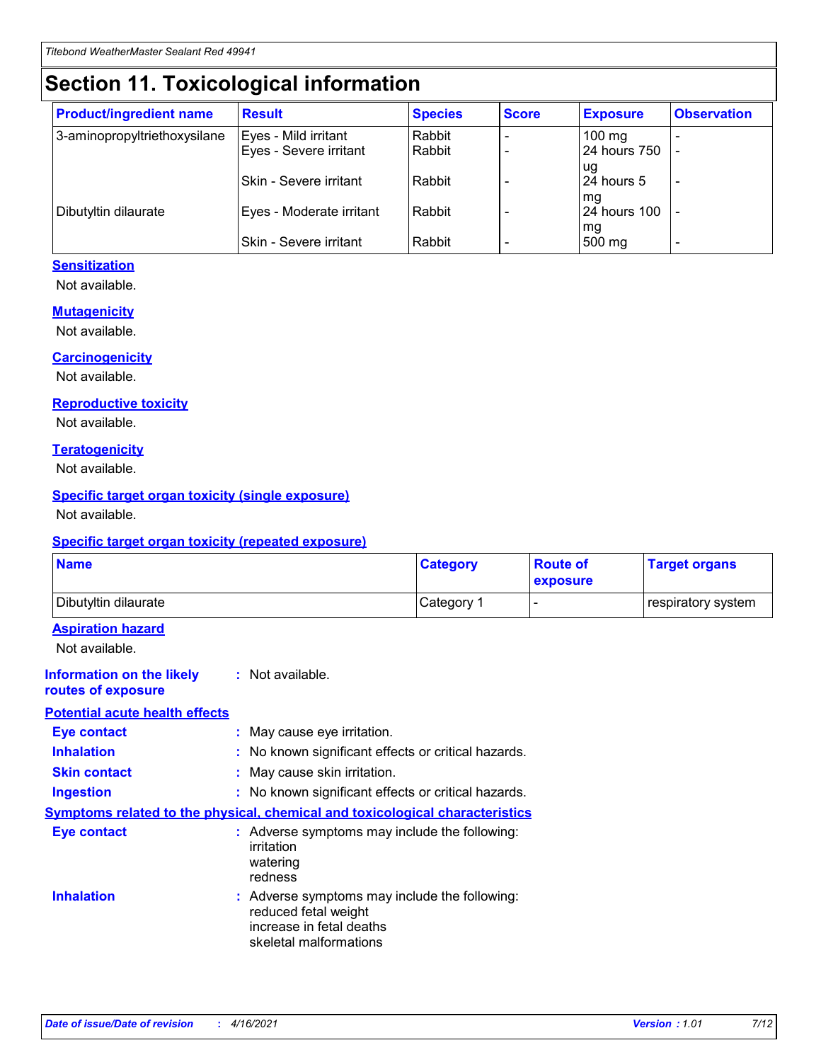# Section 11. Toxicological information

| Product/ingredient name | Result | Species | Score | Exposure | Observation |
|---|---|---|---|---|---|
| 3-aminopropyltriethoxysilane | Eyes - Mild irritant | Rabbit | - | 100 mg | - |
| | Eyes - Severe irritant | Rabbit | - | 24 hours 750 ug | - |
| | Skin - Severe irritant | Rabbit | - | 24 hours 5 mg | - |
| Dibutyltin dilaurate | Eyes - Moderate irritant | Rabbit | - | 24 hours 100 mg | - |
| | Skin - Severe irritant | Rabbit | - | 500 mg | - |

### Sensitization

Not available.

### Mutagenicity

Not available.

### Carcinogenicity

Not available.

### Reproductive toxicity

Not available.

### Teratogenicity

Not available.

### Specific target organ toxicity (single exposure)

Not available.

### Specific target organ toxicity (repeated exposure)

| Name | Category | Route of exposure | Target organs |
|---|---|---|---|
| Dibutyltin dilaurate | Category 1 | - | respiratory system |

### Aspiration hazard

Not available.

**Information on the likely routes of exposure** : Not available.

### Potential acute health effects

**Eye contact** : May cause eye irritation.

**Inhalation** : No known significant effects or critical hazards.

**Skin contact** : May cause skin irritation.

**Ingestion** : No known significant effects or critical hazards.

### Symptoms related to the physical, chemical and toxicological characteristics

**Eye contact** : Adverse symptoms may include the following:
irritation
watering
redness

**Inhalation** : Adverse symptoms may include the following:
reduced fetal weight
increase in fetal deaths
skeletal malformations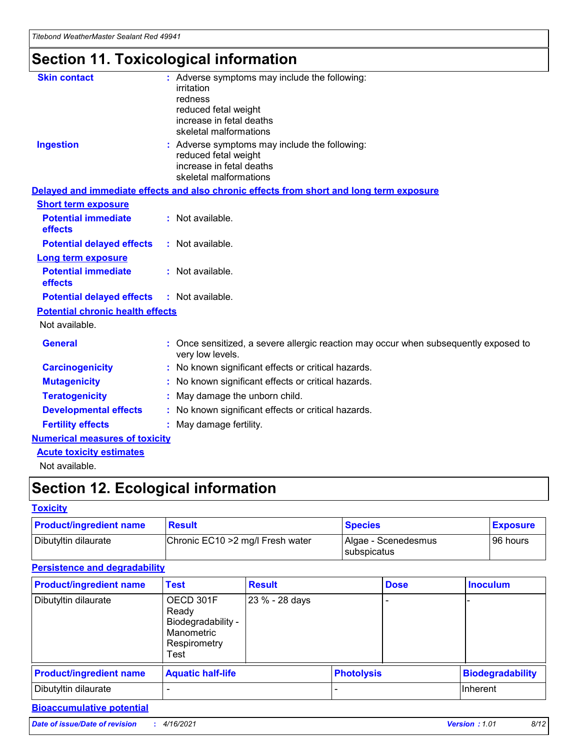# Section 11. Toxicological information

**Skin contact** : Adverse symptoms may include the following:
irritation
redness
reduced fetal weight
increase in fetal deaths
skeletal malformations

**Ingestion** : Adverse symptoms may include the following:
reduced fetal weight
increase in fetal deaths
skeletal malformations

**Delayed and immediate effects and also chronic effects from short and long term exposure**

**Short term exposure**

**Potential immediate effects** : Not available.

**Potential delayed effects** : Not available.

**Long term exposure**

**Potential immediate effects** : Not available.

**Potential delayed effects** : Not available.

**Potential chronic health effects**

Not available.

**General** : Once sensitized, a severe allergic reaction may occur when subsequently exposed to very low levels.

**Carcinogenicity** : No known significant effects or critical hazards.

**Mutagenicity** : No known significant effects or critical hazards.

**Teratogenicity** : May damage the unborn child.

**Developmental effects** : No known significant effects or critical hazards.

**Fertility effects** : May damage fertility.

**Numerical measures of toxicity**

**Acute toxicity estimates**

Not available.

# Section 12. Ecological information

**Toxicity**

| Product/ingredient name | Result | Species | Exposure |
|---|---|---|---|
| Dibutyltin dilaurate | Chronic EC10 >2 mg/l Fresh water | Algae - Scenedesmus subspicatus | 96 hours |

**Persistence and degradability**

| Product/ingredient name | Test | Result | Dose | Inoculum |
|---|---|---|---|---|
| Dibutyltin dilaurate | OECD 301F Ready Biodegradability - Manometric Respirometry Test | 23 % - 28 days | - | - |

| Product/ingredient name | Aquatic half-life | Photolysis | Biodegradability |
|---|---|---|---|
| Dibutyltin dilaurate | - | - | Inherent |

**Bioaccumulative potential**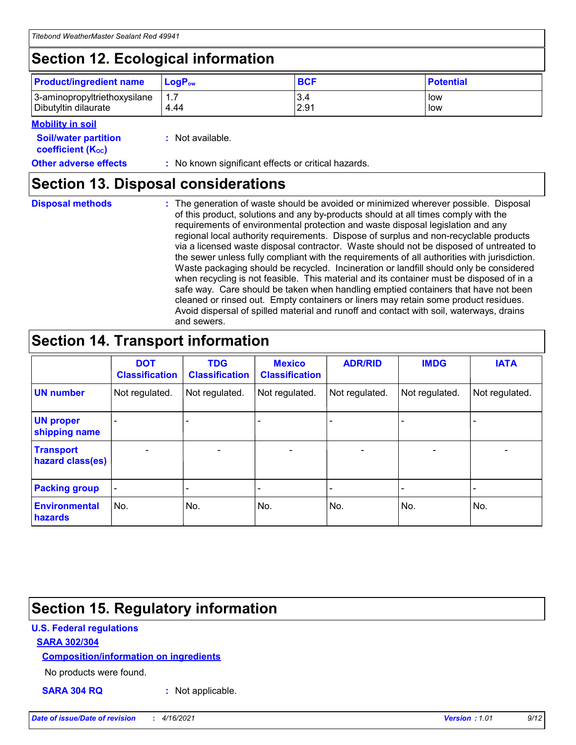## Section 12. Ecological information

| Product/ingredient name | $LogP_{ow}$ | BCF | Potential |
|---|---|---|---|
| 3-aminopropyltriethoxysilane | 1.7 | 3.4 | low |
| Dibutyltin dilaurate | 4.44 | 2.91 | low |

**Mobility in soil**

**Soil/water partition coefficient ($K_{OC}$)** : Not available.

**Other adverse effects** : No known significant effects or critical hazards.

## Section 13. Disposal considerations

**Disposal methods** : The generation of waste should be avoided or minimized wherever possible. Disposal of this product, solutions and any by-products should at all times comply with the requirements of environmental protection and waste disposal legislation and any regional local authority requirements. Dispose of surplus and non-recyclable products via a licensed waste disposal contractor. Waste should not be disposed of untreated to the sewer unless fully compliant with the requirements of all authorities with jurisdiction. Waste packaging should be recycled. Incineration or landfill should only be considered when recycling is not feasible. This material and its container must be disposed of in a safe way. Care should be taken when handling emptied containers that have not been cleaned or rinsed out. Empty containers or liners may retain some product residues. Avoid dispersal of spilled material and runoff and contact with soil, waterways, drains and sewers.

## Section 14. Transport information

| | DOT Classification | TDG Classification | Mexico Classification | ADR/RID | IMDG | IATA |
|---|---|---|---|---|---|---|
| UN number | Not regulated. | Not regulated. | Not regulated. | Not regulated. | Not regulated. | Not regulated. |
| UN proper shipping name | - | - | - | - | - | - |
| Transport hazard class(es) | - | - | - | - | - | - |
| Packing group | - | - | - | - | - | - |
| Environmental hazards | No. | No. | No. | No. | No. | No. |

## Section 15. Regulatory information

**U.S. Federal regulations**

**SARA 302/304**

**Composition/information on ingredients**

No products were found.

**SARA 304 RQ** : Not applicable.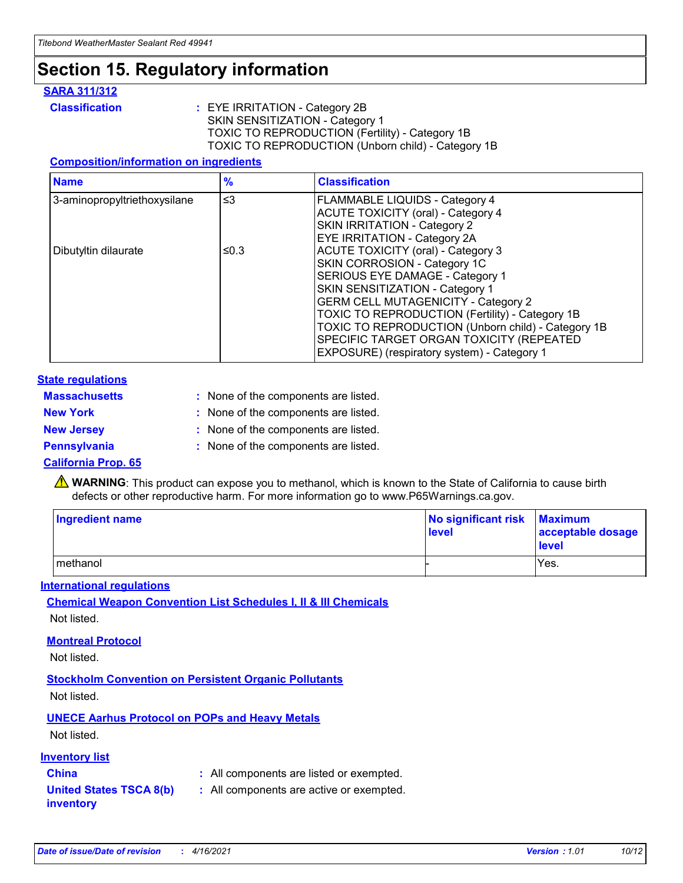# Section 15. Regulatory information

**SARA 311/312**

**Classification** : EYE IRRITATION - Category 2B
SKIN SENSITIZATION - Category 1
TOXIC TO REPRODUCTION (Fertility) - Category 1B
TOXIC TO REPRODUCTION (Unborn child) - Category 1B

**Composition/information on ingredients**

| Name | % | Classification |
|---|---|---|
| 3-aminopropyltriethoxysilane | ≤3 | FLAMMABLE LIQUIDS - Category 4<br>ACUTE TOXICITY (oral) - Category 4<br>SKIN IRRITATION - Category 2<br>EYE IRRITATION - Category 2A |
| Dibutyltin dilaurate | ≤0.3 | ACUTE TOXICITY (oral) - Category 3<br>SKIN CORROSION - Category 1C<br>SERIOUS EYE DAMAGE - Category 1<br>SKIN SENSITIZATION - Category 1<br>GERM CELL MUTAGENICITY - Category 2<br>TOXIC TO REPRODUCTION (Fertility) - Category 1B<br>TOXIC TO REPRODUCTION (Unborn child) - Category 1B<br>SPECIFIC TARGET ORGAN TOXICITY (REPEATED EXPOSURE) (respiratory system) - Category 1 |

**State regulations**

**Massachusetts** : None of the components are listed.

**New York** : None of the components are listed.

**New Jersey** : None of the components are listed.

**Pennsylvania** : None of the components are listed.

**California Prop. 65**

⚠ **WARNING**: This product can expose you to methanol, which is known to the State of California to cause birth defects or other reproductive harm. For more information go to www.P65Warnings.ca.gov.

| Ingredient name | No significant risk level | Maximum acceptable dosage level |
|---|---|---|
| methanol | - | Yes. |

**International regulations**

**Chemical Weapon Convention List Schedules I, II & III Chemicals**

Not listed.

**Montreal Protocol**

Not listed.

**Stockholm Convention on Persistent Organic Pollutants**

Not listed.

**UNECE Aarhus Protocol on POPs and Heavy Metals**

Not listed.

**Inventory list**

**China** : All components are listed or exempted.

**United States TSCA 8(b) inventory** : All components are active or exempted.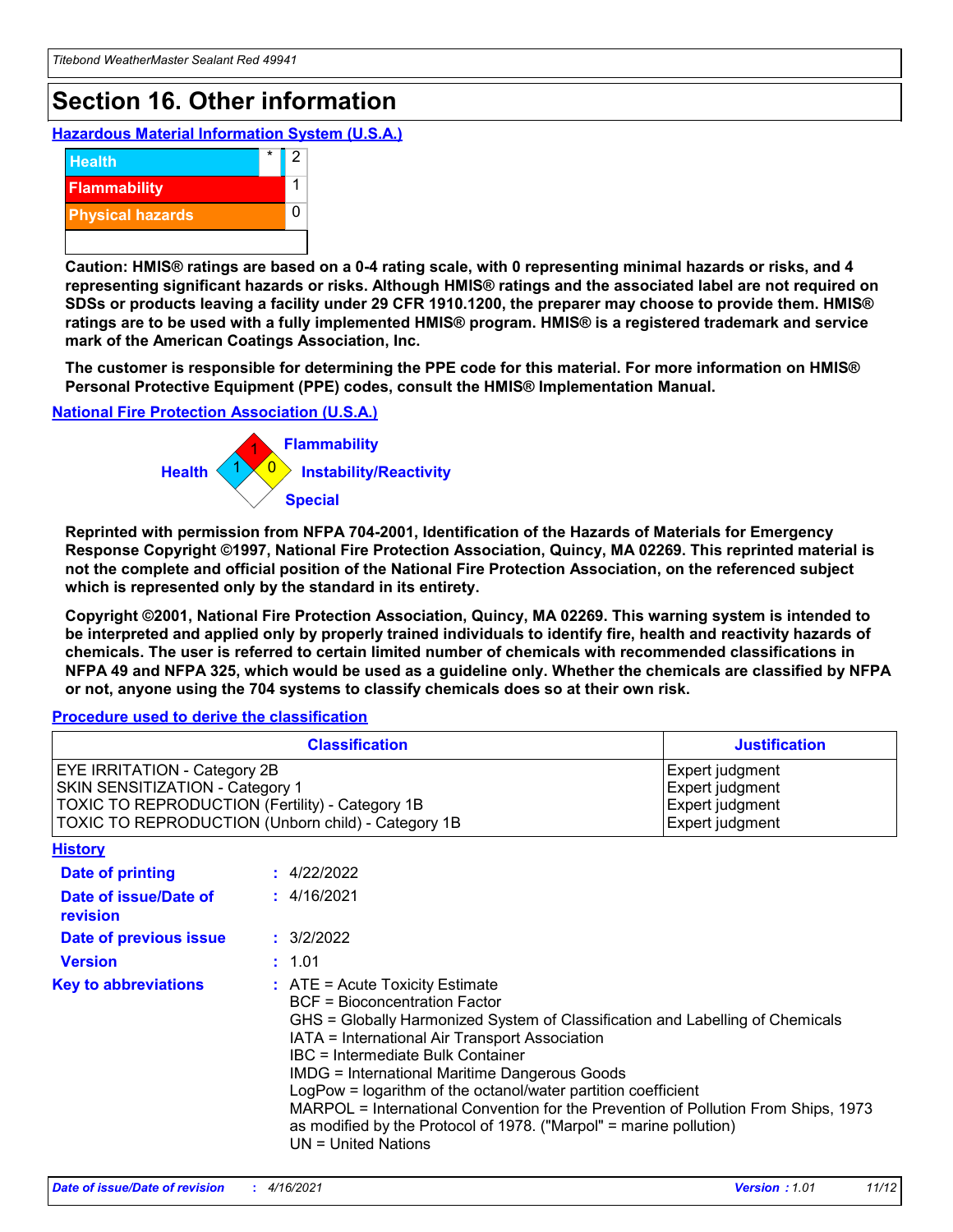# Section 16. Other information

**Hazardous Material Information System (U.S.A.)**

| | | |
|---|---|---|
| Health | * | 2 |
| Flammability | | 1 |
| Physical hazards | | 0 |
| | | |

**Caution: HMIS® ratings are based on a 0-4 rating scale, with 0 representing minimal hazards or risks, and 4 representing significant hazards or risks. Although HMIS® ratings and the associated label are not required on SDSs or products leaving a facility under 29 CFR 1910.1200, the preparer may choose to provide them. HMIS® ratings are to be used with a fully implemented HMIS® program. HMIS® is a registered trademark and service mark of the American Coatings Association, Inc.**

**The customer is responsible for determining the PPE code for this material. For more information on HMIS® Personal Protective Equipment (PPE) codes, consult the HMIS® Implementation Manual.**

**National Fire Protection Association (U.S.A.)**

Health: 1
Flammability: 1
Instability/Reactivity: 0
Special:

**Reprinted with permission from NFPA 704-2001, Identification of the Hazards of Materials for Emergency Response Copyright ©1997, National Fire Protection Association, Quincy, MA 02269. This reprinted material is not the complete and official position of the National Fire Protection Association, on the referenced subject which is represented only by the standard in its entirety.**

**Copyright ©2001, National Fire Protection Association, Quincy, MA 02269. This warning system is intended to be interpreted and applied only by properly trained individuals to identify fire, health and reactivity hazards of chemicals. The user is referred to certain limited number of chemicals with recommended classifications in NFPA 49 and NFPA 325, which would be used as a guideline only. Whether the chemicals are classified by NFPA or not, anyone using the 704 systems to classify chemicals does so at their own risk.**

**Procedure used to derive the classification**

| Classification | Justification |
|---|---|
| EYE IRRITATION - Category 2B | Expert judgment |
| SKIN SENSITIZATION - Category 1 | Expert judgment |
| TOXIC TO REPRODUCTION (Fertility) - Category 1B | Expert judgment |
| TOXIC TO REPRODUCTION (Unborn child) - Category 1B | Expert judgment |

**History**

**Date of printing** : 4/22/2022

**Date of issue/Date of revision** : 4/16/2021

**Date of previous issue** : 3/2/2022

**Version** : 1.01

**Key to abbreviations** : ATE = Acute Toxicity Estimate
BCF = Bioconcentration Factor
GHS = Globally Harmonized System of Classification and Labelling of Chemicals
IATA = International Air Transport Association
IBC = Intermediate Bulk Container
IMDG = International Maritime Dangerous Goods
LogPow = logarithm of the octanol/water partition coefficient
MARPOL = International Convention for the Prevention of Pollution From Ships, 1973 as modified by the Protocol of 1978. ("Marpol" = marine pollution)
UN = United Nations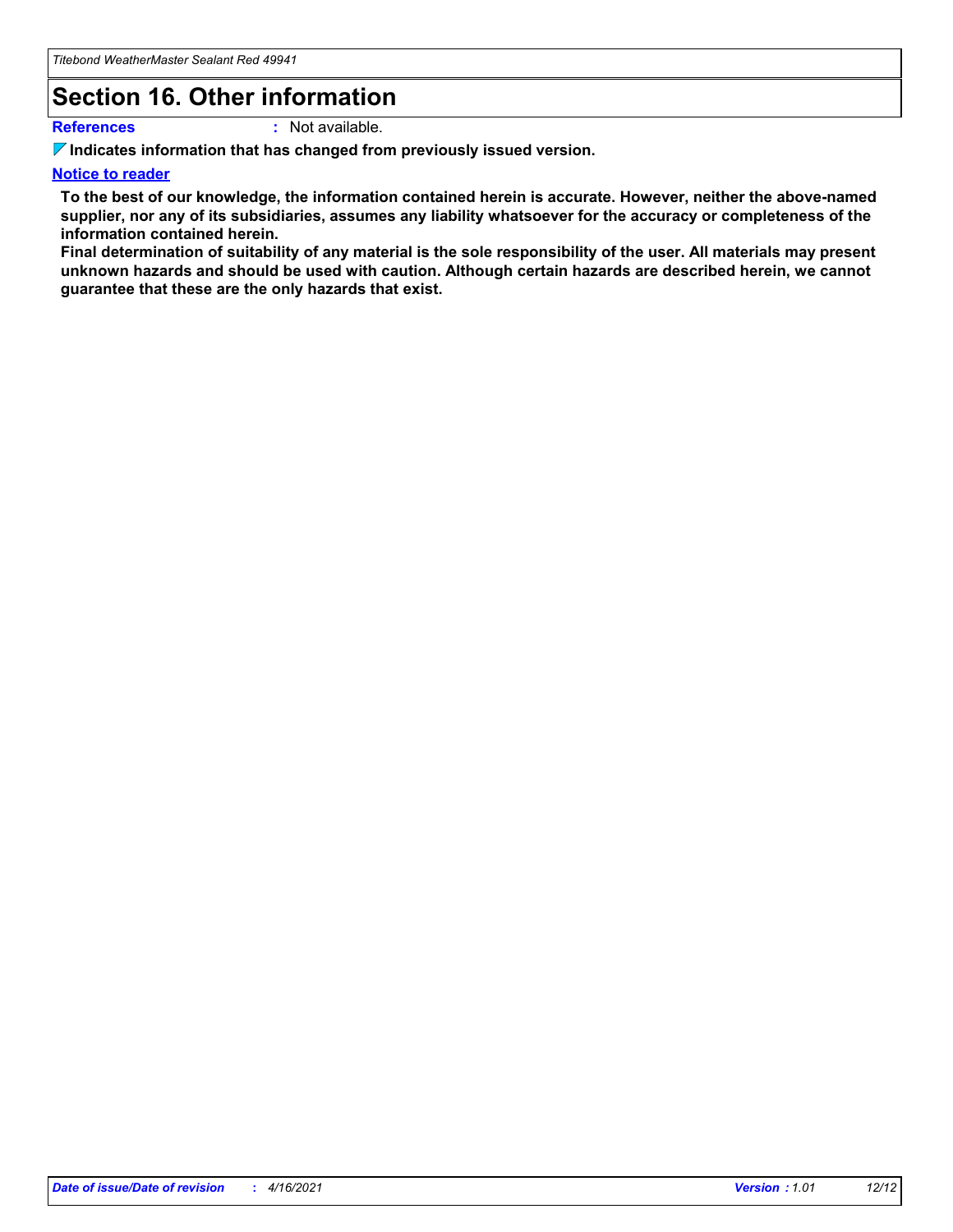# Section 16. Other information

**References** : Not available.

**Indicates information that has changed from previously issued version.**

**Notice to reader**

**To the best of our knowledge, the information contained herein is accurate. However, neither the above-named supplier, nor any of its subsidiaries, assumes any liability whatsoever for the accuracy or completeness of the information contained herein.**

**Final determination of suitability of any material is the sole responsibility of the user. All materials may present unknown hazards and should be used with caution. Although certain hazards are described herein, we cannot guarantee that these are the only hazards that exist.**